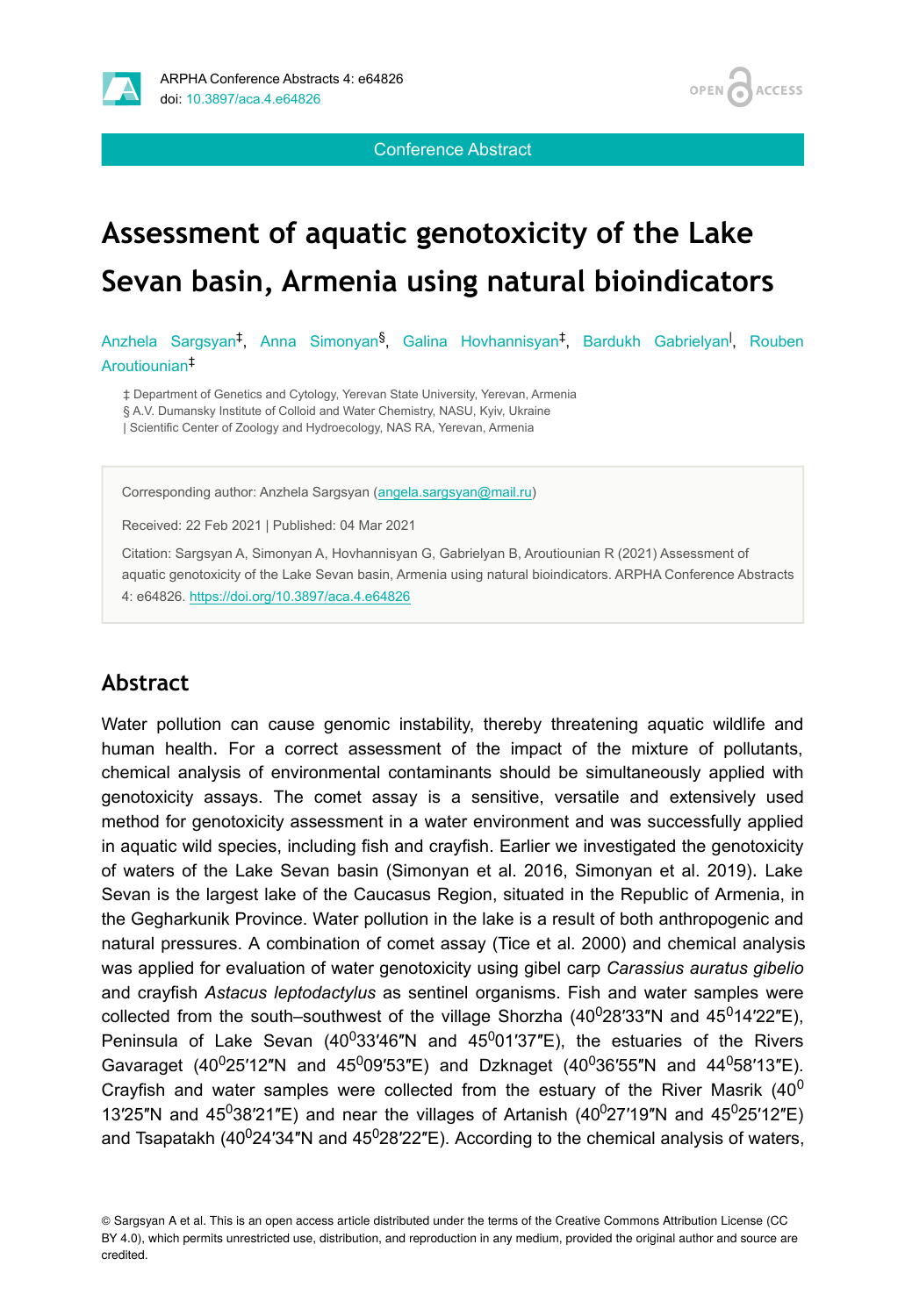Conference Abstract

# Assessment of aquatic genotoxicity of the Lake Sevan basin, Armenia using natural bioindicators

Anzhela Sargsyan[‡], Anna Simonyan[§], Galina Hovhannisyan[‡], Bardukh Gabrielyan[|], Rouben Aroutiounian[‡]

‡ Department of Genetics and Cytology, Yerevan State University, Yerevan, Armenia
§ A.V. Dumansky Institute of Colloid and Water Chemistry, NASU, Kyiv, Ukraine
| Scientific Center of Zoology and Hydroecology, NAS RA, Yerevan, Armenia

Corresponding author: Anzhela Sargsyan (angela.sargsyan@mail.ru)

Received: 22 Feb 2021 | Published: 04 Mar 2021

Citation: Sargsyan A, Simonyan A, Hovhannisyan G, Gabrielyan B, Aroutiounian R (2021) Assessment of aquatic genotoxicity of the Lake Sevan basin, Armenia using natural bioindicators. ARPHA Conference Abstracts 4: e64826. https://doi.org/10.3897/aca.4.e64826

## Abstract

Water pollution can cause genomic instability, thereby threatening aquatic wildlife and human health. For a correct assessment of the impact of the mixture of pollutants, chemical analysis of environmental contaminants should be simultaneously applied with genotoxicity assays. The comet assay is a sensitive, versatile and extensively used method for genotoxicity assessment in a water environment and was successfully applied in aquatic wild species, including fish and crayfish. Earlier we investigated the genotoxicity of waters of the Lake Sevan basin (Simonyan et al. 2016, Simonyan et al. 2019). Lake Sevan is the largest lake of the Caucasus Region, situated in the Republic of Armenia, in the Gegharkunik Province. Water pollution in the lake is a result of both anthropogenic and natural pressures. A combination of comet assay (Tice et al. 2000) and chemical analysis was applied for evaluation of water genotoxicity using gibel carp *Carassius auratus gibelio* and crayfish *Astacus leptodactylus* as sentinel organisms. Fish and water samples were collected from the south–southwest of the village Shorzha (40$^0$28′33″N and 45$^0$14′22″E), Peninsula of Lake Sevan (40$^0$33′46″N and 45$^0$01′37″E), the estuaries of the Rivers Gavaraget (40$^0$25′12″N and 45$^0$09′53″E) and Dzknaget (40$^0$36′55″N and 44$^0$58′13″E). Crayfish and water samples were collected from the estuary of the River Masrik (40$^0$13′25″N and 45$^0$38′21″E) and near the villages of Artanish (40$^0$27′19″N and 45$^0$25′12″E) and Tsapatakh (40$^0$24′34″N and 45$^0$28′22″E). According to the chemical analysis of waters,

© Sargsyan A et al. This is an open access article distributed under the terms of the Creative Commons Attribution License (CC BY 4.0), which permits unrestricted use, distribution, and reproduction in any medium, provided the original author and source are credited.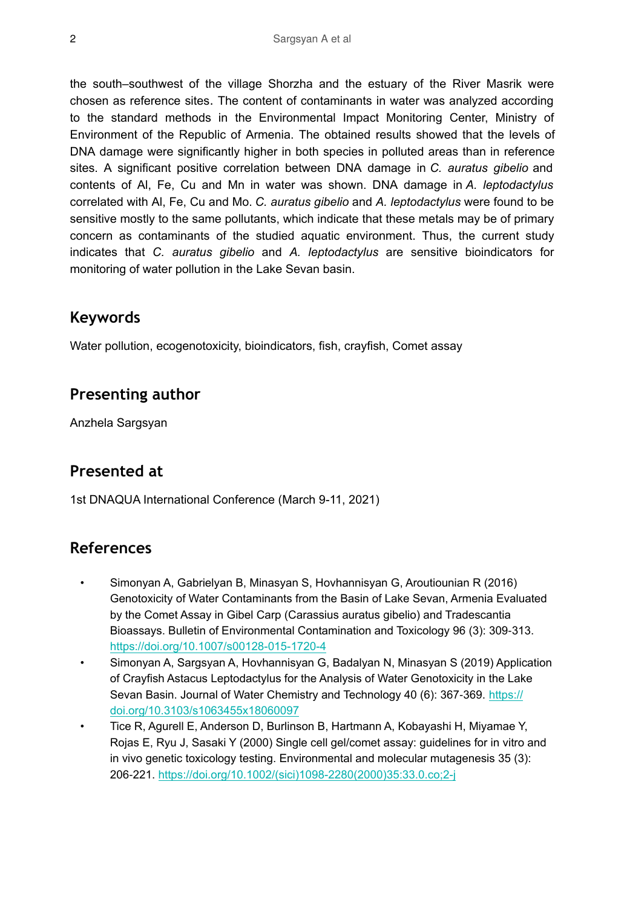the south–southwest of the village Shorzha and the estuary of the River Masrik were chosen as reference sites. The content of contaminants in water was analyzed according to the standard methods in the Environmental Impact Monitoring Center, Ministry of Environment of the Republic of Armenia. The obtained results showed that the levels of DNA damage were significantly higher in both species in polluted areas than in reference sites. A significant positive correlation between DNA damage in *C. auratus gibelio* and contents of Al, Fe, Cu and Mn in water was shown. DNA damage in *A. leptodactylus* correlated with Al, Fe, Cu and Mo. *C. auratus gibelio* and *A. leptodactylus* were found to be sensitive mostly to the same pollutants, which indicate that these metals may be of primary concern as contaminants of the studied aquatic environment. Thus, the current study indicates that *C. auratus gibelio* and *A. leptodactylus* are sensitive bioindicators for monitoring of water pollution in the Lake Sevan basin.

## Keywords

Water pollution, ecogenotoxicity, bioindicators, fish, crayfish, Comet assay

## Presenting author

Anzhela Sargsyan

## Presented at

1st DNAQUA International Conference (March 9-11, 2021)

## References

- Simonyan A, Gabrielyan B, Minasyan S, Hovhannisyan G, Aroutiounian R (2016) Genotoxicity of Water Contaminants from the Basin of Lake Sevan, Armenia Evaluated by the Comet Assay in Gibel Carp (Carassius auratus gibelio) and Tradescantia Bioassays. Bulletin of Environmental Contamination and Toxicology 96 (3): 309-313. https://doi.org/10.1007/s00128-015-1720-4
- Simonyan A, Sargsyan A, Hovhannisyan G, Badalyan N, Minasyan S (2019) Application of Crayfish Astacus Leptodactylus for the Analysis of Water Genotoxicity in the Lake Sevan Basin. Journal of Water Chemistry and Technology 40 (6): 367-369. https://doi.org/10.3103/s1063455x18060097
- Tice R, Agurell E, Anderson D, Burlinson B, Hartmann A, Kobayashi H, Miyamae Y, Rojas E, Ryu J, Sasaki Y (2000) Single cell gel/comet assay: guidelines for in vitro and in vivo genetic toxicology testing. Environmental and molecular mutagenesis 35 (3): 206-221. https://doi.org/10.1002/(sici)1098-2280(2000)35:33.0.co;2-j